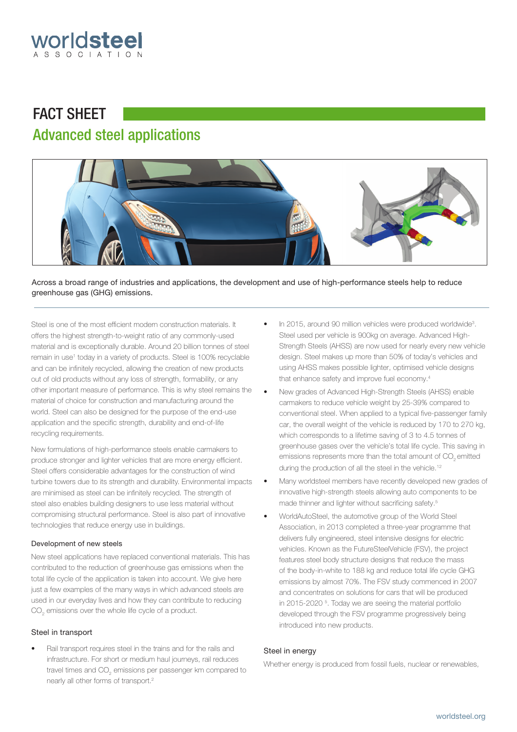# FACT SHEET

## Advanced steel applications

Across a broad range of industries and applications, the development and use of high-performance steels help to reduce greenhouse gas (GHG) emissions.

Steel is one of the most efficient modern construction materials. It offers the highest strength-to-weight ratio of any commonly-used material and is exceptionally durable. Around 20 billion tonnes of steel remain in use[1] today in a variety of products. Steel is 100% recyclable and can be infinitely recycled, allowing the creation of new products out of old products without any loss of strength, formability, or any other important measure of performance. This is why steel remains the material of choice for construction and manufacturing around the world. Steel can also be designed for the purpose of the end-use application and the specific strength, durability and end-of-life recycling requirements.

New formulations of high-performance steels enable carmakers to produce stronger and lighter vehicles that are more energy efficient. Steel offers considerable advantages for the construction of wind turbine towers due to its strength and durability. Environmental impacts are minimised as steel can be infinitely recycled. The strength of steel also enables building designers to use less material without compromising structural performance. Steel is also part of innovative technologies that reduce energy use in buildings.

### Development of new steels

New steel applications have replaced conventional materials. This has contributed to the reduction of greenhouse gas emissions when the total life cycle of the application is taken into account. We give here just a few examples of the many ways in which advanced steels are used in our everyday lives and how they can contribute to reducing $CO_2$ emissions over the whole life cycle of a product.

### Steel in transport

- Rail transport requires steel in the trains and for the rails and infrastructure. For short or medium haul journeys, rail reduces travel times and $CO_2$ emissions per passenger km compared to nearly all other forms of transport.[2]
- In 2015, around 90 million vehicles were produced worldwide[3]. Steel used per vehicle is 900kg on average. Advanced High-Strength Steels (AHSS) are now used for nearly every new vehicle design. Steel makes up more than 50% of today's vehicles and using AHSS makes possible lighter, optimised vehicle designs that enhance safety and improve fuel economy.[4]
- New grades of Advanced High-Strength Steels (AHSS) enable carmakers to reduce vehicle weight by 25-39% compared to conventional steel. When applied to a typical five-passenger family car, the overall weight of the vehicle is reduced by 170 to 270 kg, which corresponds to a lifetime saving of 3 to 4.5 tonnes of greenhouse gases over the vehicle's total life cycle. This saving in emissions represents more than the total amount of $CO_2$ emitted during the production of all the steel in the vehicle.[12]
- Many worldsteel members have recently developed new grades of innovative high-strength steels allowing auto components to be made thinner and lighter without sacrificing safety.[5]
- WorldAutoSteel, the automotive group of the World Steel Association, in 2013 completed a three-year programme that delivers fully engineered, steel intensive designs for electric vehicles. Known as the FutureSteelVehicle (FSV), the project features steel body structure designs that reduce the mass of the body-in-white to 188 kg and reduce total life cycle GHG emissions by almost 70%. The FSV study commenced in 2007 and concentrates on solutions for cars that will be produced in 2015-2020 [5]. Today we are seeing the material portfolio developed through the FSV programme progressively being introduced into new products.

### Steel in energy

Whether energy is produced from fossil fuels, nuclear or renewables,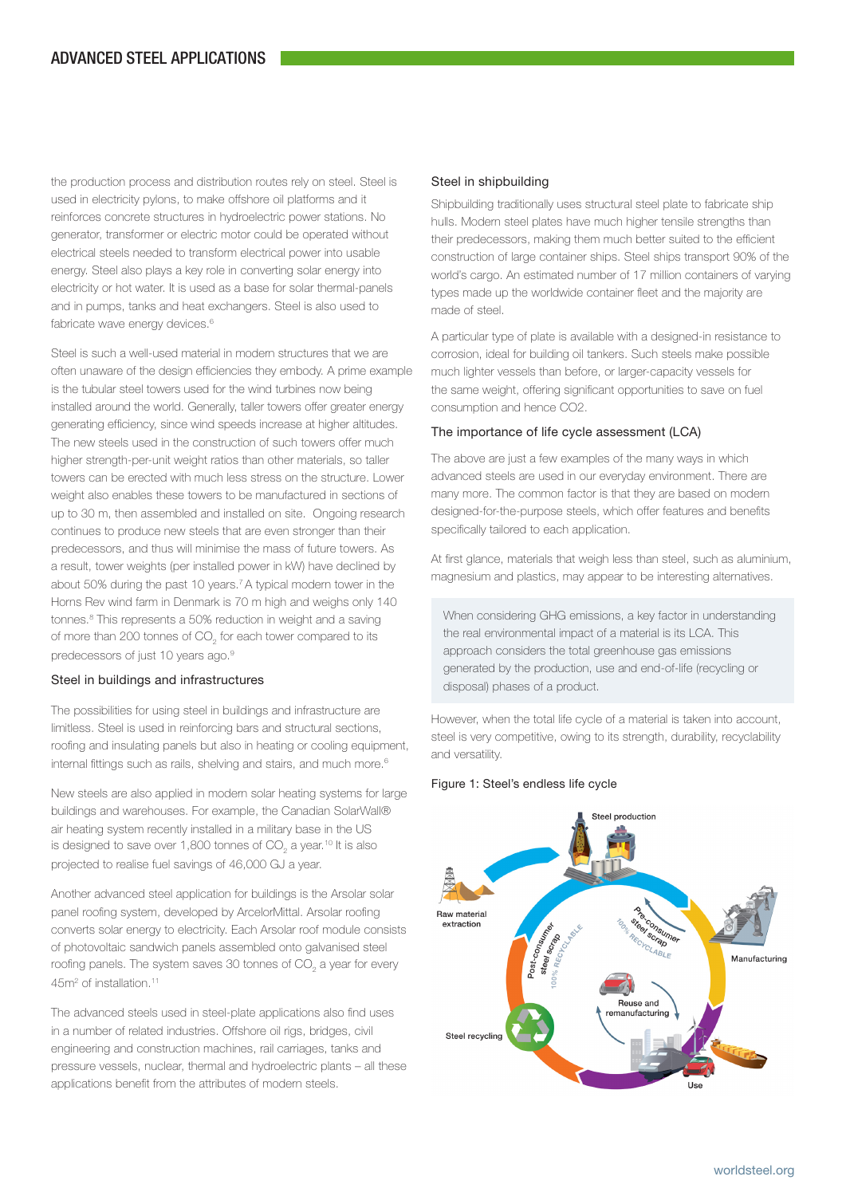the production process and distribution routes rely on steel. Steel is used in electricity pylons, to make offshore oil platforms and it reinforces concrete structures in hydroelectric power stations. No generator, transformer or electric motor could be operated without electrical steels needed to transform electrical power into usable energy. Steel also plays a key role in converting solar energy into electricity or hot water. It is used as a base for solar thermal-panels and in pumps, tanks and heat exchangers. Steel is also used to fabricate wave energy devices.[6]

Steel is such a well-used material in modern structures that we are often unaware of the design efficiencies they embody. A prime example is the tubular steel towers used for the wind turbines now being installed around the world. Generally, taller towers offer greater energy generating efficiency, since wind speeds increase at higher altitudes. The new steels used in the construction of such towers offer much higher strength-per-unit weight ratios than other materials, so taller towers can be erected with much less stress on the structure. Lower weight also enables these towers to be manufactured in sections of up to 30 m, then assembled and installed on site. Ongoing research continues to produce new steels that are even stronger than their predecessors, and thus will minimise the mass of future towers. As a result, tower weights (per installed power in kW) have declined by about 50% during the past 10 years.[7] A typical modern tower in the Horns Rev wind farm in Denmark is 70 m high and weighs only 140 tonnes.[8] This represents a 50% reduction in weight and a saving of more than 200 tonnes of $CO_2$ for each tower compared to its predecessors of just 10 years ago.[9]

### Steel in buildings and infrastructures

The possibilities for using steel in buildings and infrastructure are limitless. Steel is used in reinforcing bars and structural sections, roofing and insulating panels but also in heating or cooling equipment, internal fittings such as rails, shelving and stairs, and much more.[6]

New steels are also applied in modern solar heating systems for large buildings and warehouses. For example, the Canadian SolarWall® air heating system recently installed in a military base in the US is designed to save over 1,800 tonnes of $CO_2$ a year.[10] It is also projected to realise fuel savings of 46,000 GJ a year.

Another advanced steel application for buildings is the Arsolar solar panel roofing system, developed by ArcelorMittal. Arsolar roofing converts solar energy to electricity. Each Arsolar roof module consists of photovoltaic sandwich panels assembled onto galvanised steel roofing panels. The system saves 30 tonnes of $CO_2$ a year for every 45m² of installation.[11]

The advanced steels used in steel-plate applications also find uses in a number of related industries. Offshore oil rigs, bridges, civil engineering and construction machines, rail carriages, tanks and pressure vessels, nuclear, thermal and hydroelectric plants – all these applications benefit from the attributes of modern steels.

### Steel in shipbuilding

Shipbuilding traditionally uses structural steel plate to fabricate ship hulls. Modern steel plates have much higher tensile strengths than their predecessors, making them much better suited to the efficient construction of large container ships. Steel ships transport 90% of the world's cargo. An estimated number of 17 million containers of varying types made up the worldwide container fleet and the majority are made of steel.

A particular type of plate is available with a designed-in resistance to corrosion, ideal for building oil tankers. Such steels make possible much lighter vessels than before, or larger-capacity vessels for the same weight, offering significant opportunities to save on fuel consumption and hence CO2.

### The importance of life cycle assessment (LCA)

The above are just a few examples of the many ways in which advanced steels are used in our everyday environment. There are many more. The common factor is that they are based on modern designed-for-the-purpose steels, which offer features and benefits specifically tailored to each application.

At first glance, materials that weigh less than steel, such as aluminium, magnesium and plastics, may appear to be interesting alternatives.

> When considering GHG emissions, a key factor in understanding the real environmental impact of a material is its LCA. This approach considers the total greenhouse gas emissions generated by the production, use and end-of-life (recycling or disposal) phases of a product.

However, when the total life cycle of a material is taken into account, steel is very competitive, owing to its strength, durability, recyclability and versatility.

Figure 1: Steel's endless life cycle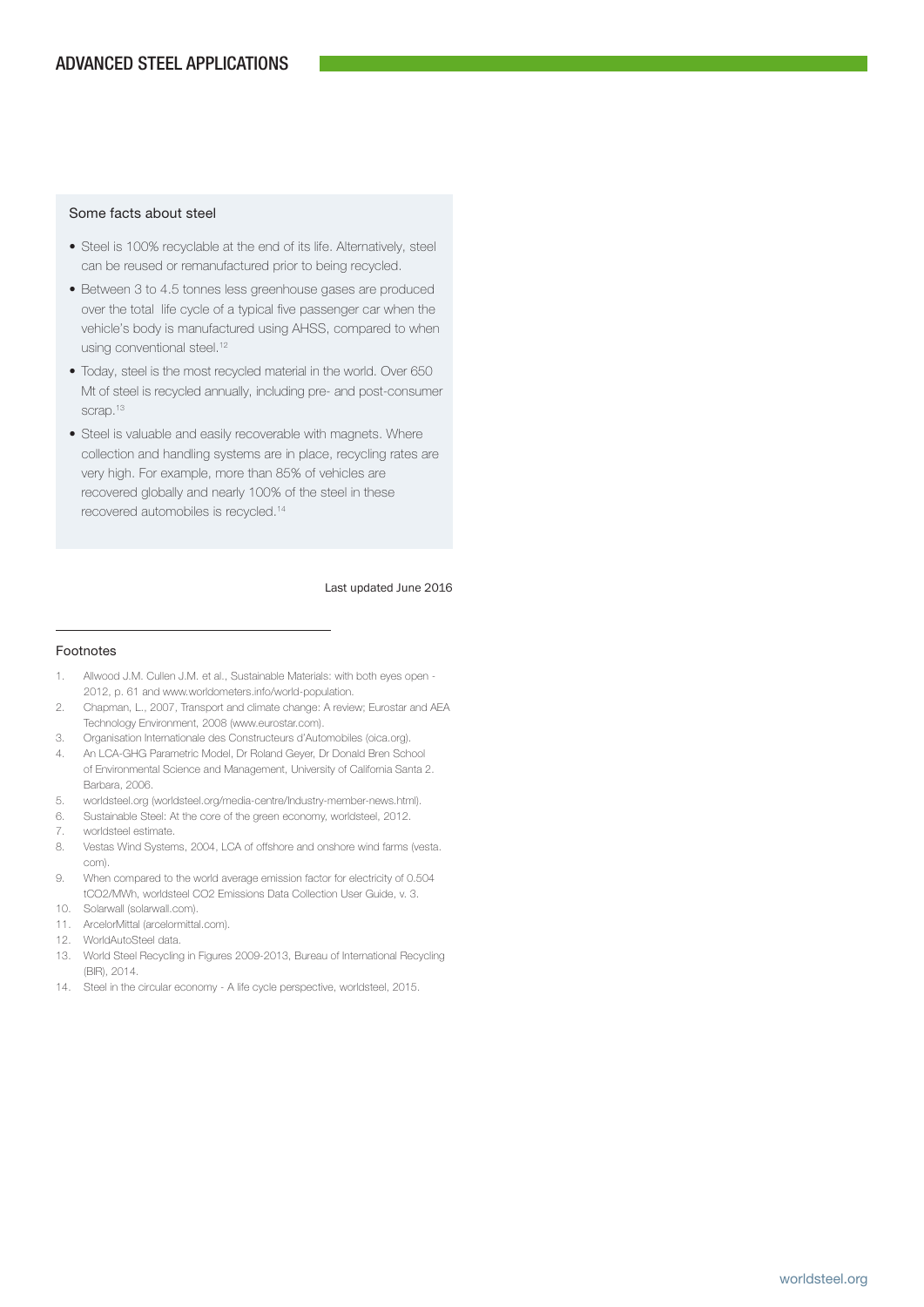## Some facts about steel

- Steel is 100% recyclable at the end of its life. Alternatively, steel can be reused or remanufactured prior to being recycled.
- Between 3 to 4.5 tonnes less greenhouse gases are produced over the total life cycle of a typical five passenger car when the vehicle's body is manufactured using AHSS, compared to when using conventional steel.[12]
- Today, steel is the most recycled material in the world. Over 650 Mt of steel is recycled annually, including pre- and post-consumer scrap.[13]
- Steel is valuable and easily recoverable with magnets. Where collection and handling systems are in place, recycling rates are very high. For example, more than 85% of vehicles are recovered globally and nearly 100% of the steel in these recovered automobiles is recycled.[14]

Last updated June 2016

---

### Footnotes

1. Allwood J.M. Cullen J.M. et al., Sustainable Materials: with both eyes open - 2012, p. 61 and www.worldometers.info/world-population.
2. Chapman, L., 2007, Transport and climate change: A review; Eurostar and AEA Technology Environment, 2008 (www.eurostar.com).
3. Organisation Internationale des Constructeurs d'Automobiles (oica.org).
4. An LCA-GHG Parametric Model, Dr Roland Geyer, Dr Donald Bren School of Environmental Science and Management, University of California Santa 2. Barbara, 2006.
5. worldsteel.org (worldsteel.org/media-centre/Industry-member-news.html).
6. Sustainable Steel: At the core of the green economy, worldsteel, 2012.
7. worldsteel estimate.
8. Vestas Wind Systems, 2004, LCA of offshore and onshore wind farms (vesta.com).
9. When compared to the world average emission factor for electricity of 0.504 $tCO_2/MWh$, worldsteel $CO_2$ Emissions Data Collection User Guide, v. 3.
10. Solarwall (solarwall.com).
11. ArcelorMittal (arcelormittal.com).
12. WorldAutoSteel data.
13. World Steel Recycling in Figures 2009-2013, Bureau of International Recycling (BIR), 2014.
14. Steel in the circular economy - A life cycle perspective, worldsteel, 2015.